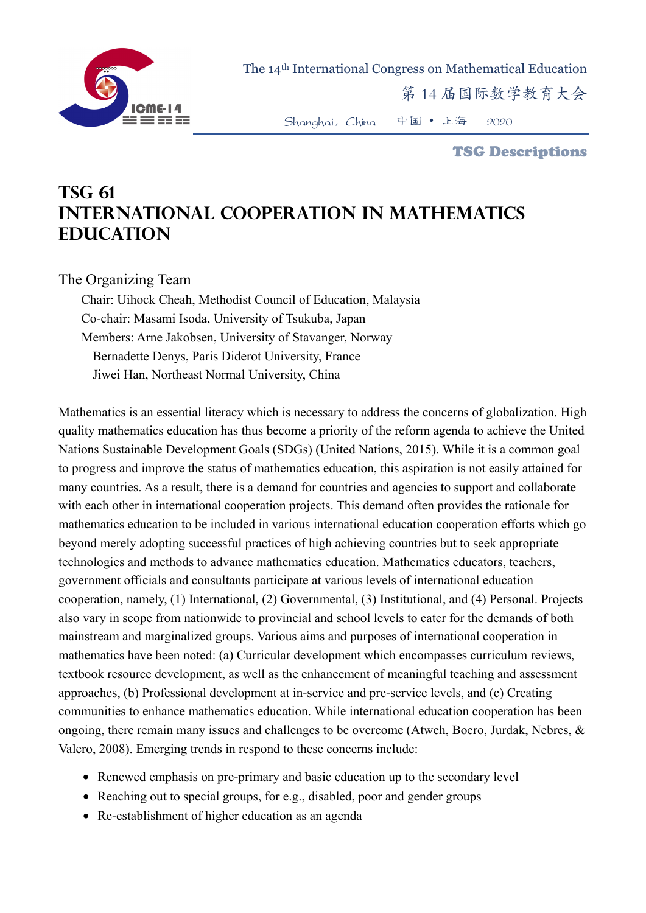# TSG 61
# INTERNATIONAL COOPERATION IN MATHEMATICS EDUCATION

The Organizing Team

Chair: Uihock Cheah, Methodist Council of Education, Malaysia
Co-chair: Masami Isoda, University of Tsukuba, Japan
Members: Arne Jakobsen, University of Stavanger, Norway
Bernadette Denys, Paris Diderot University, France
Jiwei Han, Northeast Normal University, China

Mathematics is an essential literacy which is necessary to address the concerns of globalization. High quality mathematics education has thus become a priority of the reform agenda to achieve the United Nations Sustainable Development Goals (SDGs) (United Nations, 2015). While it is a common goal to progress and improve the status of mathematics education, this aspiration is not easily attained for many countries. As a result, there is a demand for countries and agencies to support and collaborate with each other in international cooperation projects. This demand often provides the rationale for mathematics education to be included in various international education cooperation efforts which go beyond merely adopting successful practices of high achieving countries but to seek appropriate technologies and methods to advance mathematics education. Mathematics educators, teachers, government officials and consultants participate at various levels of international education cooperation, namely, (1) International, (2) Governmental, (3) Institutional, and (4) Personal. Projects also vary in scope from nationwide to provincial and school levels to cater for the demands of both mainstream and marginalized groups. Various aims and purposes of international cooperation in mathematics have been noted: (a) Curricular development which encompasses curriculum reviews, textbook resource development, as well as the enhancement of meaningful teaching and assessment approaches, (b) Professional development at in-service and pre-service levels, and (c) Creating communities to enhance mathematics education. While international education cooperation has been ongoing, there remain many issues and challenges to be overcome (Atweh, Boero, Jurdak, Nebres, & Valero, 2008). Emerging trends in respond to these concerns include:

- Renewed emphasis on pre-primary and basic education up to the secondary level
- Reaching out to special groups, for e.g., disabled, poor and gender groups
- Re-establishment of higher education as an agenda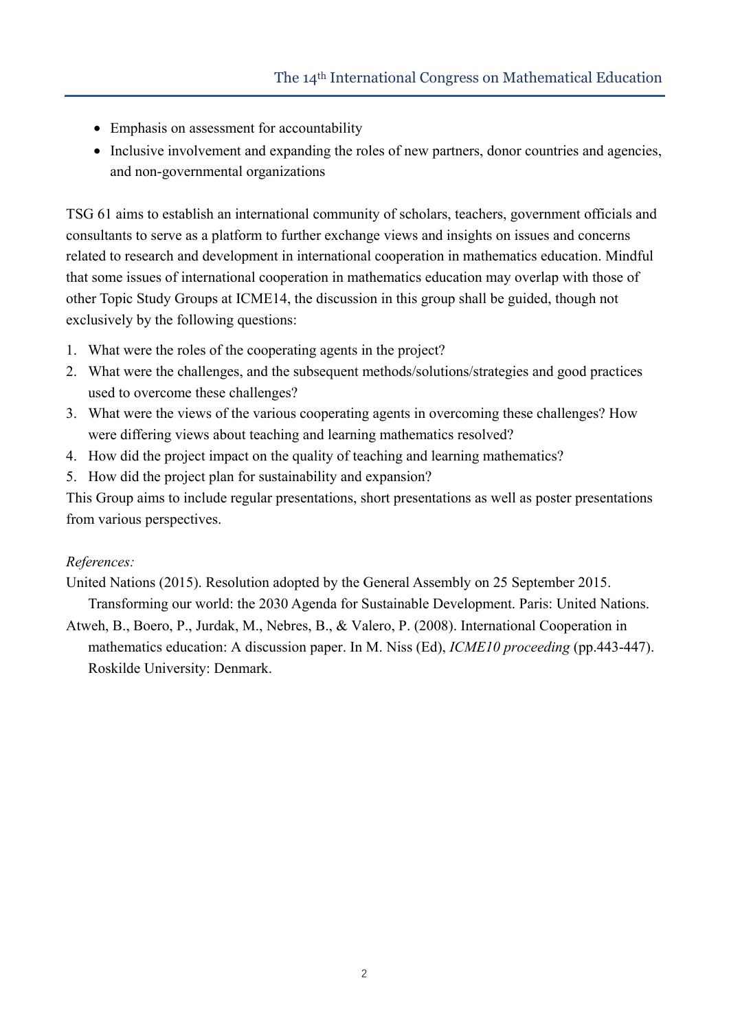- Emphasis on assessment for accountability
- Inclusive involvement and expanding the roles of new partners, donor countries and agencies, and non-governmental organizations

TSG 61 aims to establish an international community of scholars, teachers, government officials and consultants to serve as a platform to further exchange views and insights on issues and concerns related to research and development in international cooperation in mathematics education. Mindful that some issues of international cooperation in mathematics education may overlap with those of other Topic Study Groups at ICME14, the discussion in this group shall be guided, though not exclusively by the following questions:

1. What were the roles of the cooperating agents in the project?
2. What were the challenges, and the subsequent methods/solutions/strategies and good practices used to overcome these challenges?
3. What were the views of the various cooperating agents in overcoming these challenges? How were differing views about teaching and learning mathematics resolved?
4. How did the project impact on the quality of teaching and learning mathematics?
5. How did the project plan for sustainability and expansion?

This Group aims to include regular presentations, short presentations as well as poster presentations from various perspectives.

*References:*

United Nations (2015). Resolution adopted by the General Assembly on 25 September 2015. Transforming our world: the 2030 Agenda for Sustainable Development. Paris: United Nations.

Atweh, B., Boero, P., Jurdak, M., Nebres, B., & Valero, P. (2008). International Cooperation in mathematics education: A discussion paper. In M. Niss (Ed), *ICME10 proceeding* (pp.443-447). Roskilde University: Denmark.